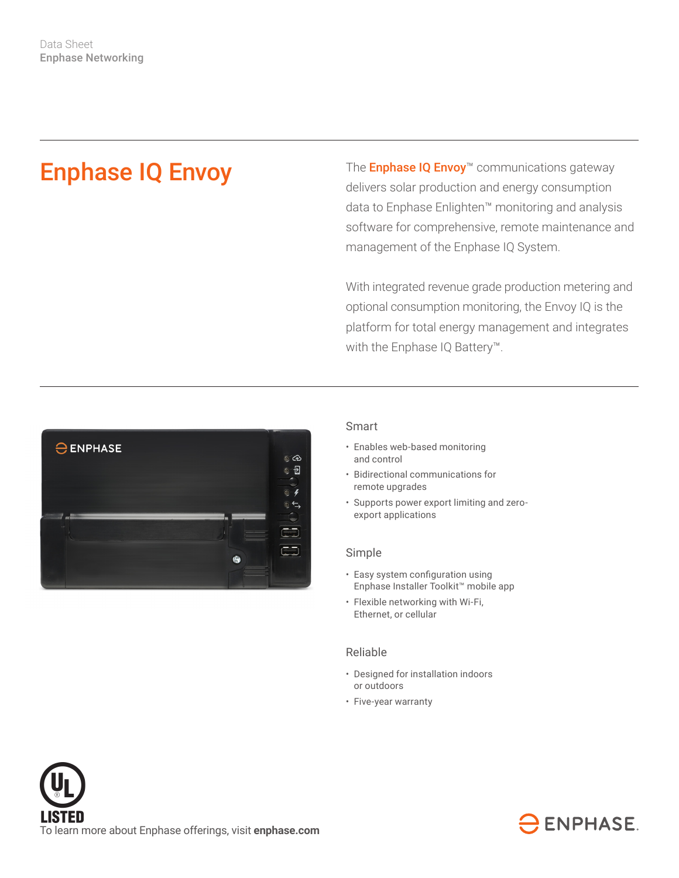Data Sheet
**Enphase Networking**

# Enphase IQ Envoy

The **Enphase IQ Envoy**™ communications gateway delivers solar production and energy consumption data to Enphase Enlighten™ monitoring and analysis software for comprehensive, remote maintenance and management of the Enphase IQ System.

With integrated revenue grade production metering and optional consumption monitoring, the Envoy IQ is the platform for total energy management and integrates with the Enphase IQ Battery™.

## Smart

- Enables web-based monitoring and control
- Bidirectional communications for remote upgrades
- Supports power export limiting and zero-export applications

## Simple

- Easy system configuration using Enphase Installer Toolkit™ mobile app
- Flexible networking with Wi-Fi, Ethernet, or cellular

## Reliable

- Designed for installation indoors or outdoors
- Five-year warranty

UL LISTED

To learn more about Enphase offerings, visit **enphase.com**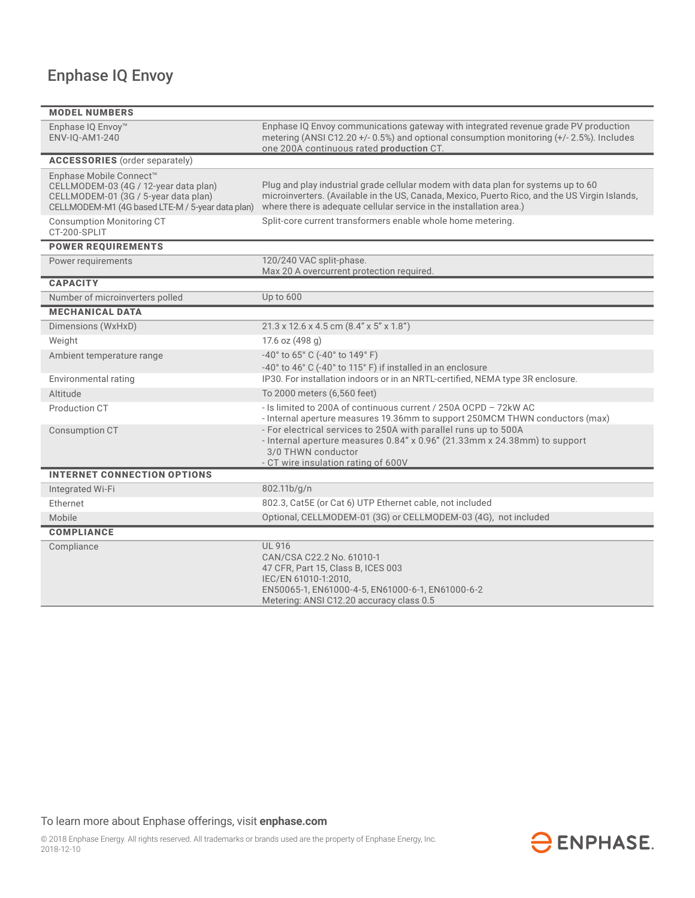# Enphase IQ Envoy

| | |
|---|---|
| **MODEL NUMBERS** | |
| Enphase IQ Envoy™ ENV-IQ-AM1-240 | Enphase IQ Envoy communications gateway with integrated revenue grade PV production metering (ANSI C12.20 +/- 0.5%) and optional consumption monitoring (+/- 2.5%). Includes one 200A continuous rated **production** CT. |
| **ACCESSORIES** (order separately) | |
| Enphase Mobile Connect™ CELLMODEM-03 (4G / 12-year data plan) CELLMODEM-01 (3G / 5-year data plan) CELLMODEM-M1 (4G based LTE-M / 5-year data plan) | Plug and play industrial grade cellular modem with data plan for systems up to 60 microinverters. (Available in the US, Canada, Mexico, Puerto Rico, and the US Virgin Islands, where there is adequate cellular service in the installation area.) |
| Consumption Monitoring CT CT-200-SPLIT | Split-core current transformers enable whole home metering. |
| **POWER REQUIREMENTS** | |
| Power requirements | 120/240 VAC split-phase. Max 20 A overcurrent protection required. |
| **CAPACITY** | |
| Number of microinverters polled | Up to 600 |
| **MECHANICAL DATA** | |
| Dimensions (WxHxD) | 21.3 x 12.6 x 4.5 cm (8.4" x 5" x 1.8") |
| Weight | 17.6 oz (498 g) |
| Ambient temperature range | -40° to 65° C (-40° to 149° F)<br>-40° to 46° C (-40° to 115° F) if installed in an enclosure |
| Environmental rating | IP30. For installation indoors or in an NRTL-certified, NEMA type 3R enclosure. |
| Altitude | To 2000 meters (6,560 feet) |
| Production CT | - Is limited to 200A of continuous current / 250A OCPD – 72kW AC<br>- Internal aperture measures 19.36mm to support 250MCM THWN conductors (max) |
| Consumption CT | - For electrical services to 250A with parallel runs up to 500A<br>- Internal aperture measures 0.84" x 0.96" (21.33mm x 24.38mm) to support 3/0 THWN conductor<br>- CT wire insulation rating of 600V |
| **INTERNET CONNECTION OPTIONS** | |
| Integrated Wi-Fi | 802.11b/g/n |
| Ethernet | 802.3, Cat5E (or Cat 6) UTP Ethernet cable, not included |
| Mobile | Optional, CELLMODEM-01 (3G) or CELLMODEM-03 (4G), not included |
| **COMPLIANCE** | |
| Compliance | UL 916<br>CAN/CSA C22.2 No. 61010-1<br>47 CFR, Part 15, Class B, ICES 003<br>IEC/EN 61010-1:2010,<br>EN50065-1, EN61000-4-5, EN61000-6-1, EN61000-6-2<br>Metering: ANSI C12.20 accuracy class 0.5 |

To learn more about Enphase offerings, visit **enphase.com**

© 2018 Enphase Energy. All rights reserved. All trademarks or brands used are the property of Enphase Energy, Inc.
2018-12-10

ENPHASE.